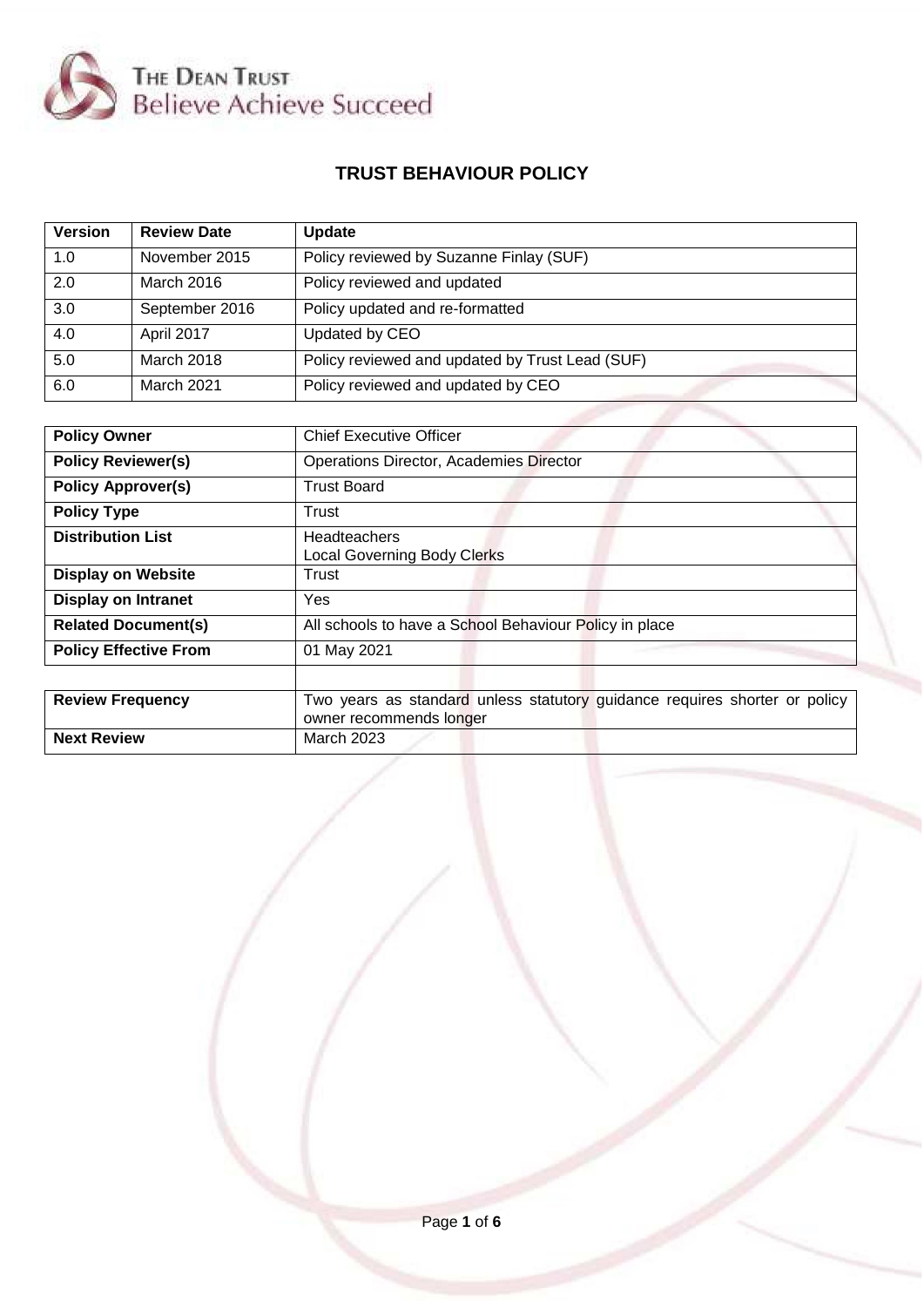THE DEAN TRUST
Believe Achieve Succeed

# TRUST BEHAVIOUR POLICY

| Version | Review Date | Update |
|---|---|---|
| 1.0 | November 2015 | Policy reviewed by Suzanne Finlay (SUF) |
| 2.0 | March 2016 | Policy reviewed and updated |
| 3.0 | September 2016 | Policy updated and re-formatted |
| 4.0 | April 2017 | Updated by CEO |
| 5.0 | March 2018 | Policy reviewed and updated by Trust Lead (SUF) |
| 6.0 | March 2021 | Policy reviewed and updated by CEO |

| | |
|---|---|
| **Policy Owner** | Chief Executive Officer |
| **Policy Reviewer(s)** | Operations Director, Academies Director |
| **Policy Approver(s)** | Trust Board |
| **Policy Type** | Trust |
| **Distribution List** | Headteachers<br>Local Governing Body Clerks |
| **Display on Website** | Trust |
| **Display on Intranet** | Yes |
| **Related Document(s)** | All schools to have a School Behaviour Policy in place |
| **Policy Effective From** | 01 May 2021 |
| | |
| **Review Frequency** | Two years as standard unless statutory guidance requires shorter or policy owner recommends longer |
| **Next Review** | March 2023 |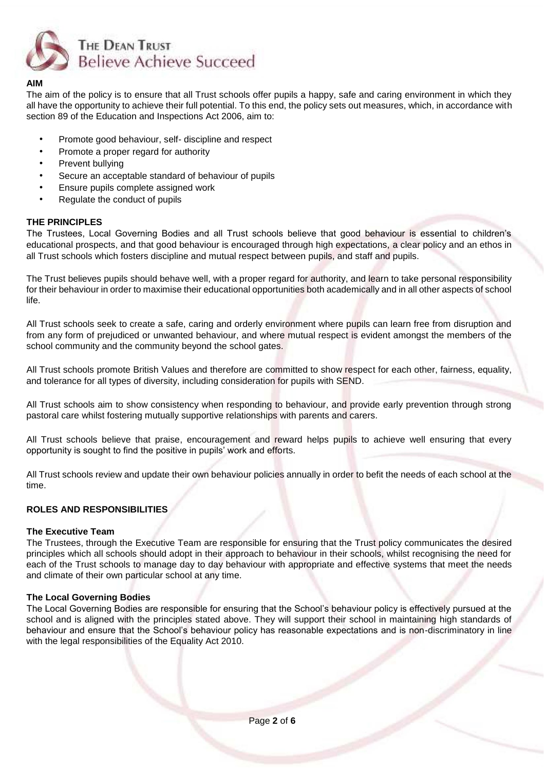**AIM**

The aim of the policy is to ensure that all Trust schools offer pupils a happy, safe and caring environment in which they all have the opportunity to achieve their full potential. To this end, the policy sets out measures, which, in accordance with section 89 of the Education and Inspections Act 2006, aim to:

- Promote good behaviour, self- discipline and respect
- Promote a proper regard for authority
- Prevent bullying
- Secure an acceptable standard of behaviour of pupils
- Ensure pupils complete assigned work
- Regulate the conduct of pupils

**THE PRINCIPLES**

The Trustees, Local Governing Bodies and all Trust schools believe that good behaviour is essential to children's educational prospects, and that good behaviour is encouraged through high expectations, a clear policy and an ethos in all Trust schools which fosters discipline and mutual respect between pupils, and staff and pupils.

The Trust believes pupils should behave well, with a proper regard for authority, and learn to take personal responsibility for their behaviour in order to maximise their educational opportunities both academically and in all other aspects of school life.

All Trust schools seek to create a safe, caring and orderly environment where pupils can learn free from disruption and from any form of prejudiced or unwanted behaviour, and where mutual respect is evident amongst the members of the school community and the community beyond the school gates.

All Trust schools promote British Values and therefore are committed to show respect for each other, fairness, equality, and tolerance for all types of diversity, including consideration for pupils with SEND.

All Trust schools aim to show consistency when responding to behaviour, and provide early prevention through strong pastoral care whilst fostering mutually supportive relationships with parents and carers.

All Trust schools believe that praise, encouragement and reward helps pupils to achieve well ensuring that every opportunity is sought to find the positive in pupils' work and efforts.

All Trust schools review and update their own behaviour policies annually in order to befit the needs of each school at the time.

**ROLES AND RESPONSIBILITIES**

**The Executive Team**

The Trustees, through the Executive Team are responsible for ensuring that the Trust policy communicates the desired principles which all schools should adopt in their approach to behaviour in their schools, whilst recognising the need for each of the Trust schools to manage day to day behaviour with appropriate and effective systems that meet the needs and climate of their own particular school at any time.

**The Local Governing Bodies**

The Local Governing Bodies are responsible for ensuring that the School's behaviour policy is effectively pursued at the school and is aligned with the principles stated above. They will support their school in maintaining high standards of behaviour and ensure that the School's behaviour policy has reasonable expectations and is non-discriminatory in line with the legal responsibilities of the Equality Act 2010.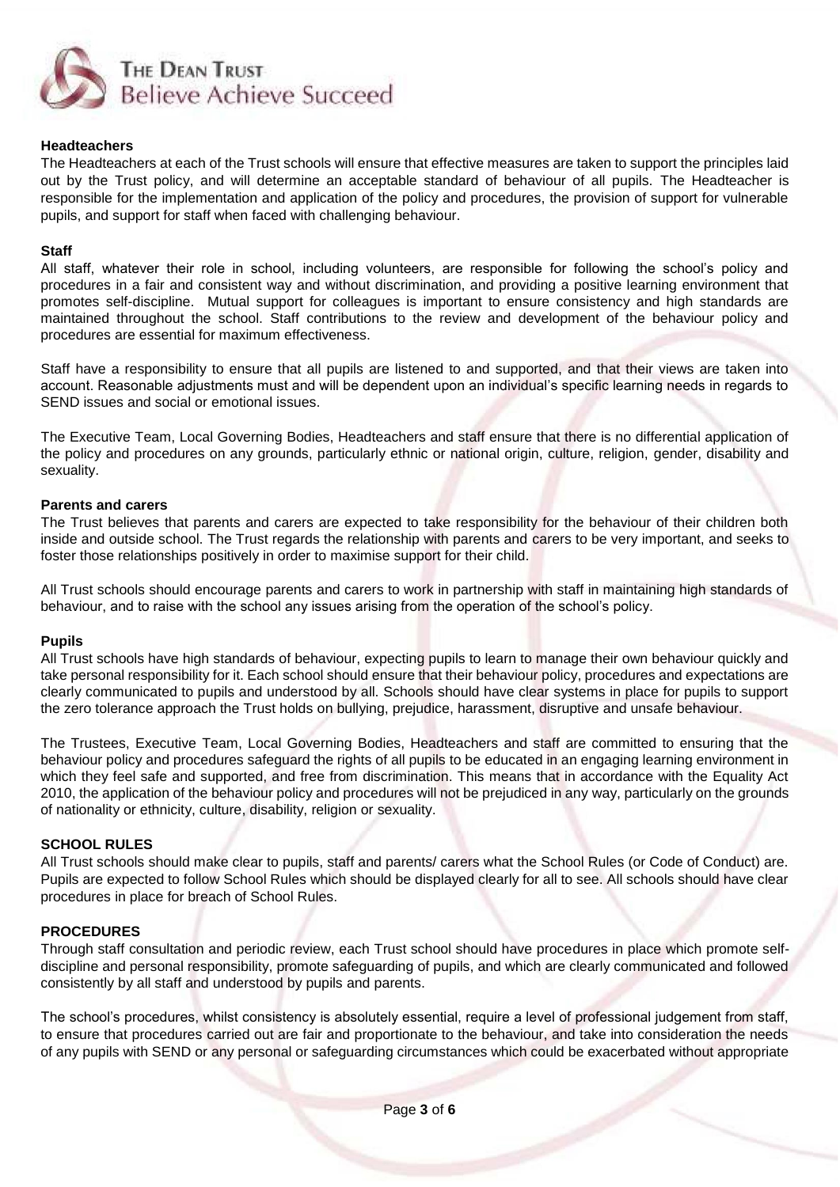**Headteachers**

The Headteachers at each of the Trust schools will ensure that effective measures are taken to support the principles laid out by the Trust policy, and will determine an acceptable standard of behaviour of all pupils. The Headteacher is responsible for the implementation and application of the policy and procedures, the provision of support for vulnerable pupils, and support for staff when faced with challenging behaviour.

**Staff**

All staff, whatever their role in school, including volunteers, are responsible for following the school's policy and procedures in a fair and consistent way and without discrimination, and providing a positive learning environment that promotes self-discipline. Mutual support for colleagues is important to ensure consistency and high standards are maintained throughout the school. Staff contributions to the review and development of the behaviour policy and procedures are essential for maximum effectiveness.

Staff have a responsibility to ensure that all pupils are listened to and supported, and that their views are taken into account. Reasonable adjustments must and will be dependent upon an individual's specific learning needs in regards to SEND issues and social or emotional issues.

The Executive Team, Local Governing Bodies, Headteachers and staff ensure that there is no differential application of the policy and procedures on any grounds, particularly ethnic or national origin, culture, religion, gender, disability and sexuality.

**Parents and carers**

The Trust believes that parents and carers are expected to take responsibility for the behaviour of their children both inside and outside school. The Trust regards the relationship with parents and carers to be very important, and seeks to foster those relationships positively in order to maximise support for their child.

All Trust schools should encourage parents and carers to work in partnership with staff in maintaining high standards of behaviour, and to raise with the school any issues arising from the operation of the school's policy.

**Pupils**

All Trust schools have high standards of behaviour, expecting pupils to learn to manage their own behaviour quickly and take personal responsibility for it. Each school should ensure that their behaviour policy, procedures and expectations are clearly communicated to pupils and understood by all. Schools should have clear systems in place for pupils to support the zero tolerance approach the Trust holds on bullying, prejudice, harassment, disruptive and unsafe behaviour.

The Trustees, Executive Team, Local Governing Bodies, Headteachers and staff are committed to ensuring that the behaviour policy and procedures safeguard the rights of all pupils to be educated in an engaging learning environment in which they feel safe and supported, and free from discrimination. This means that in accordance with the Equality Act 2010, the application of the behaviour policy and procedures will not be prejudiced in any way, particularly on the grounds of nationality or ethnicity, culture, disability, religion or sexuality.

**SCHOOL RULES**

All Trust schools should make clear to pupils, staff and parents/ carers what the School Rules (or Code of Conduct) are. Pupils are expected to follow School Rules which should be displayed clearly for all to see. All schools should have clear procedures in place for breach of School Rules.

**PROCEDURES**

Through staff consultation and periodic review, each Trust school should have procedures in place which promote self-discipline and personal responsibility, promote safeguarding of pupils, and which are clearly communicated and followed consistently by all staff and understood by pupils and parents.

The school's procedures, whilst consistency is absolutely essential, require a level of professional judgement from staff, to ensure that procedures carried out are fair and proportionate to the behaviour, and take into consideration the needs of any pupils with SEND or any personal or safeguarding circumstances which could be exacerbated without appropriate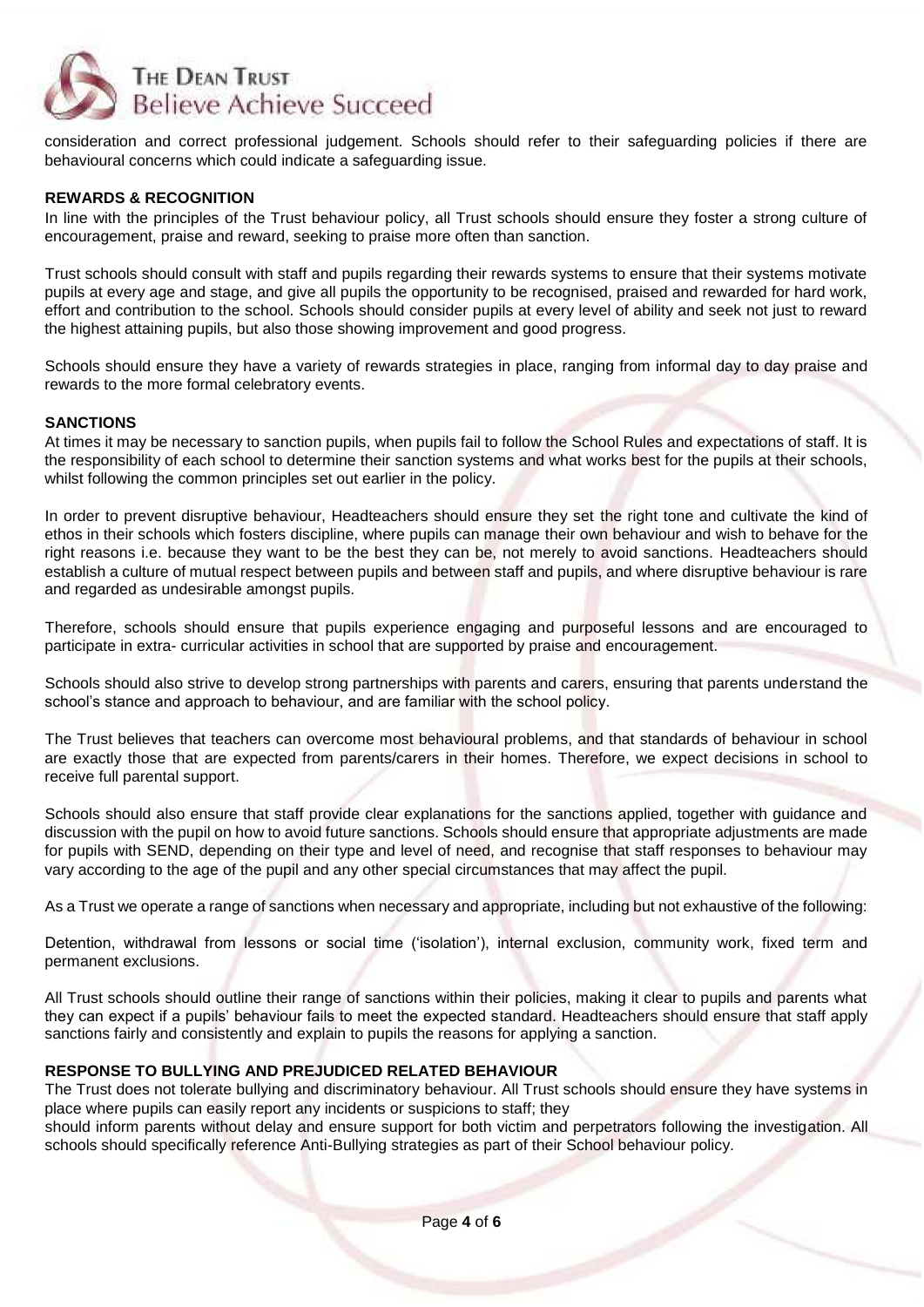consideration and correct professional judgement. Schools should refer to their safeguarding policies if there are behavioural concerns which could indicate a safeguarding issue.

## REWARDS & RECOGNITION

In line with the principles of the Trust behaviour policy, all Trust schools should ensure they foster a strong culture of encouragement, praise and reward, seeking to praise more often than sanction.

Trust schools should consult with staff and pupils regarding their rewards systems to ensure that their systems motivate pupils at every age and stage, and give all pupils the opportunity to be recognised, praised and rewarded for hard work, effort and contribution to the school. Schools should consider pupils at every level of ability and seek not just to reward the highest attaining pupils, but also those showing improvement and good progress.

Schools should ensure they have a variety of rewards strategies in place, ranging from informal day to day praise and rewards to the more formal celebratory events.

## SANCTIONS

At times it may be necessary to sanction pupils, when pupils fail to follow the School Rules and expectations of staff. It is the responsibility of each school to determine their sanction systems and what works best for the pupils at their schools, whilst following the common principles set out earlier in the policy.

In order to prevent disruptive behaviour, Headteachers should ensure they set the right tone and cultivate the kind of ethos in their schools which fosters discipline, where pupils can manage their own behaviour and wish to behave for the right reasons i.e. because they want to be the best they can be, not merely to avoid sanctions. Headteachers should establish a culture of mutual respect between pupils and between staff and pupils, and where disruptive behaviour is rare and regarded as undesirable amongst pupils.

Therefore, schools should ensure that pupils experience engaging and purposeful lessons and are encouraged to participate in extra- curricular activities in school that are supported by praise and encouragement.

Schools should also strive to develop strong partnerships with parents and carers, ensuring that parents understand the school's stance and approach to behaviour, and are familiar with the school policy.

The Trust believes that teachers can overcome most behavioural problems, and that standards of behaviour in school are exactly those that are expected from parents/carers in their homes. Therefore, we expect decisions in school to receive full parental support.

Schools should also ensure that staff provide clear explanations for the sanctions applied, together with guidance and discussion with the pupil on how to avoid future sanctions. Schools should ensure that appropriate adjustments are made for pupils with SEND, depending on their type and level of need, and recognise that staff responses to behaviour may vary according to the age of the pupil and any other special circumstances that may affect the pupil.

As a Trust we operate a range of sanctions when necessary and appropriate, including but not exhaustive of the following:

Detention, withdrawal from lessons or social time ('isolation'), internal exclusion, community work, fixed term and permanent exclusions.

All Trust schools should outline their range of sanctions within their policies, making it clear to pupils and parents what they can expect if a pupils' behaviour fails to meet the expected standard. Headteachers should ensure that staff apply sanctions fairly and consistently and explain to pupils the reasons for applying a sanction.

## RESPONSE TO BULLYING AND PREJUDICED RELATED BEHAVIOUR

The Trust does not tolerate bullying and discriminatory behaviour. All Trust schools should ensure they have systems in place where pupils can easily report any incidents or suspicions to staff; they should inform parents without delay and ensure support for both victim and perpetrators following the investigation. All schools should specifically reference Anti-Bullying strategies as part of their School behaviour policy.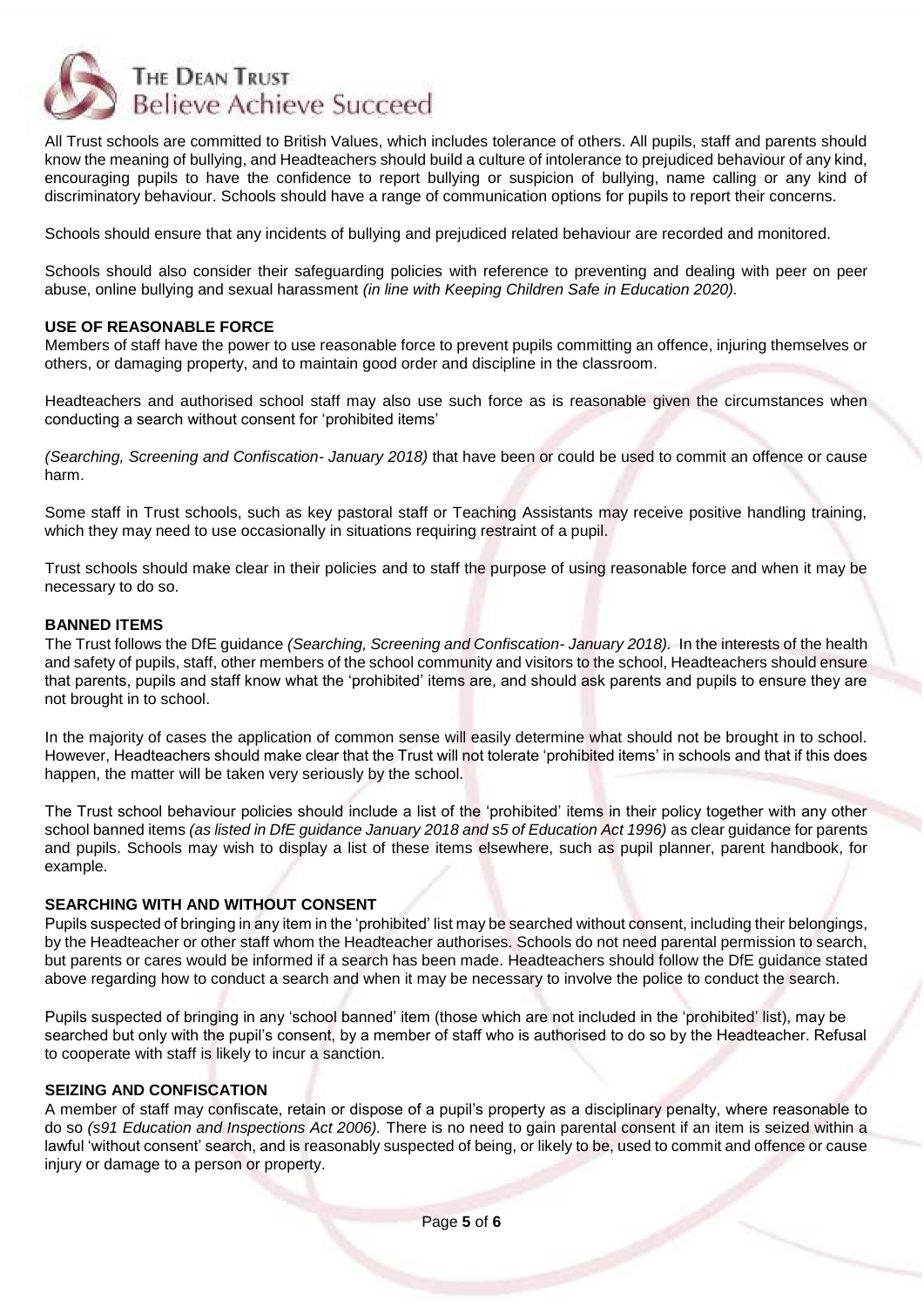All Trust schools are committed to British Values, which includes tolerance of others. All pupils, staff and parents should know the meaning of bullying, and Headteachers should build a culture of intolerance to prejudiced behaviour of any kind, encouraging pupils to have the confidence to report bullying or suspicion of bullying, name calling or any kind of discriminatory behaviour. Schools should have a range of communication options for pupils to report their concerns.

Schools should ensure that any incidents of bullying and prejudiced related behaviour are recorded and monitored.

Schools should also consider their safeguarding policies with reference to preventing and dealing with peer on peer abuse, online bullying and sexual harassment *(in line with Keeping Children Safe in Education 2020).*

## USE OF REASONABLE FORCE

Members of staff have the power to use reasonable force to prevent pupils committing an offence, injuring themselves or others, or damaging property, and to maintain good order and discipline in the classroom.

Headteachers and authorised school staff may also use such force as is reasonable given the circumstances when conducting a search without consent for 'prohibited items'

*(Searching, Screening and Confiscation- January 2018)* that have been or could be used to commit an offence or cause harm.

Some staff in Trust schools, such as key pastoral staff or Teaching Assistants may receive positive handling training, which they may need to use occasionally in situations requiring restraint of a pupil.

Trust schools should make clear in their policies and to staff the purpose of using reasonable force and when it may be necessary to do so.

## BANNED ITEMS

The Trust follows the DfE guidance *(Searching, Screening and Confiscation- January 2018).* In the interests of the health and safety of pupils, staff, other members of the school community and visitors to the school, Headteachers should ensure that parents, pupils and staff know what the 'prohibited' items are, and should ask parents and pupils to ensure they are not brought in to school.

In the majority of cases the application of common sense will easily determine what should not be brought in to school. However, Headteachers should make clear that the Trust will not tolerate 'prohibited items' in schools and that if this does happen, the matter will be taken very seriously by the school.

The Trust school behaviour policies should include a list of the 'prohibited' items in their policy together with any other school banned items *(as listed in DfE guidance January 2018 and s5 of Education Act 1996)* as clear guidance for parents and pupils. Schools may wish to display a list of these items elsewhere, such as pupil planner, parent handbook, for example.

## SEARCHING WITH AND WITHOUT CONSENT

Pupils suspected of bringing in any item in the 'prohibited' list may be searched without consent, including their belongings, by the Headteacher or other staff whom the Headteacher authorises. Schools do not need parental permission to search, but parents or cares would be informed if a search has been made. Headteachers should follow the DfE guidance stated above regarding how to conduct a search and when it may be necessary to involve the police to conduct the search.

Pupils suspected of bringing in any 'school banned' item (those which are not included in the 'prohibited' list), may be searched but only with the pupil's consent, by a member of staff who is authorised to do so by the Headteacher. Refusal to cooperate with staff is likely to incur a sanction.

## SEIZING AND CONFISCATION

A member of staff may confiscate, retain or dispose of a pupil's property as a disciplinary penalty, where reasonable to do so *(s91 Education and Inspections Act 2006).* There is no need to gain parental consent if an item is seized within a lawful 'without consent' search, and is reasonably suspected of being, or likely to be, used to commit and offence or cause injury or damage to a person or property.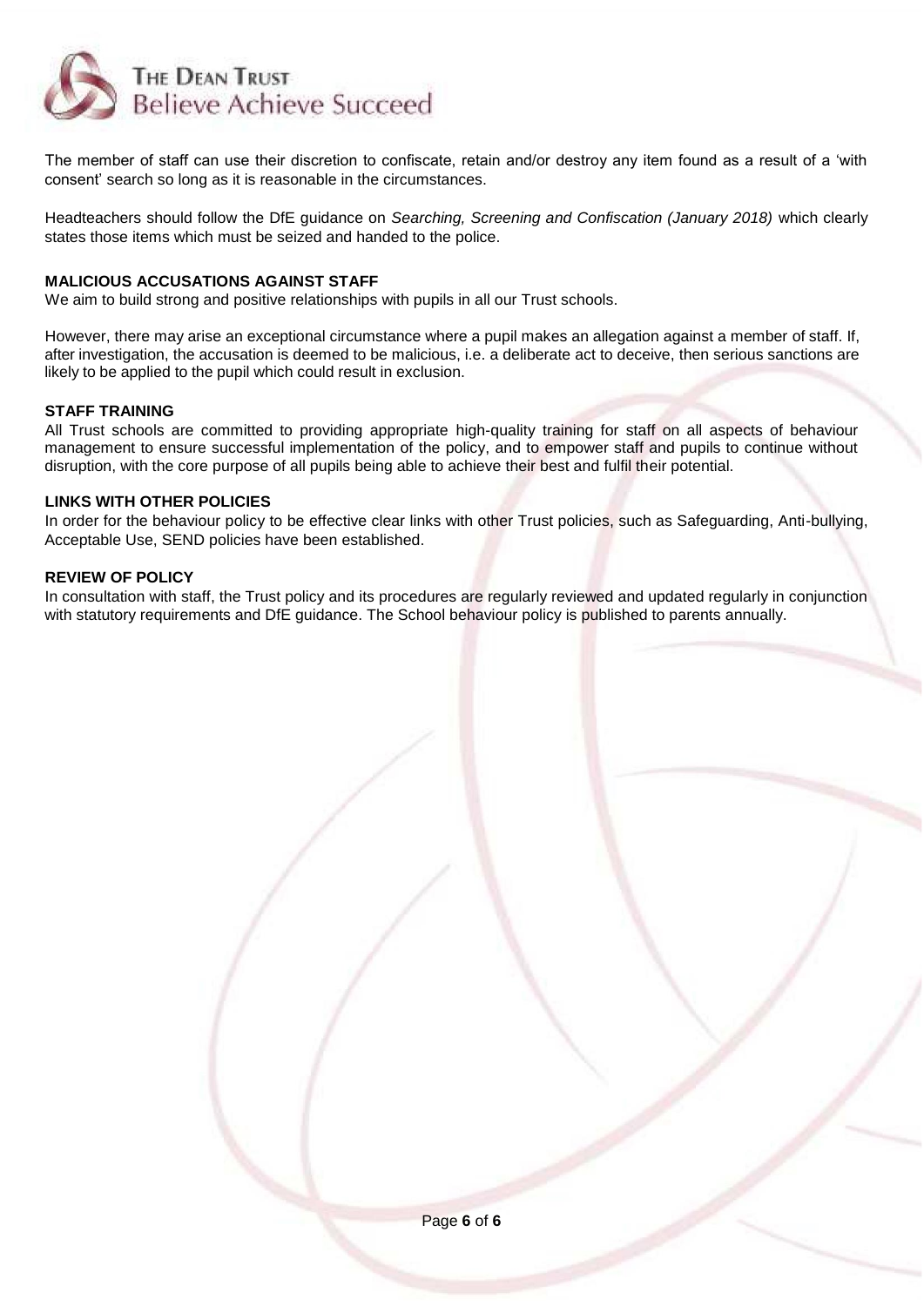The member of staff can use their discretion to confiscate, retain and/or destroy any item found as a result of a 'with consent' search so long as it is reasonable in the circumstances.

Headteachers should follow the DfE guidance on *Searching, Screening and Confiscation (January 2018)* which clearly states those items which must be seized and handed to the police.

**MALICIOUS ACCUSATIONS AGAINST STAFF**

We aim to build strong and positive relationships with pupils in all our Trust schools.

However, there may arise an exceptional circumstance where a pupil makes an allegation against a member of staff. If, after investigation, the accusation is deemed to be malicious, i.e. a deliberate act to deceive, then serious sanctions are likely to be applied to the pupil which could result in exclusion.

**STAFF TRAINING**

All Trust schools are committed to providing appropriate high-quality training for staff on all aspects of behaviour management to ensure successful implementation of the policy, and to empower staff and pupils to continue without disruption, with the core purpose of all pupils being able to achieve their best and fulfil their potential.

**LINKS WITH OTHER POLICIES**

In order for the behaviour policy to be effective clear links with other Trust policies, such as Safeguarding, Anti-bullying, Acceptable Use, SEND policies have been established.

**REVIEW OF POLICY**

In consultation with staff, the Trust policy and its procedures are regularly reviewed and updated regularly in conjunction with statutory requirements and DfE guidance. The School behaviour policy is published to parents annually.